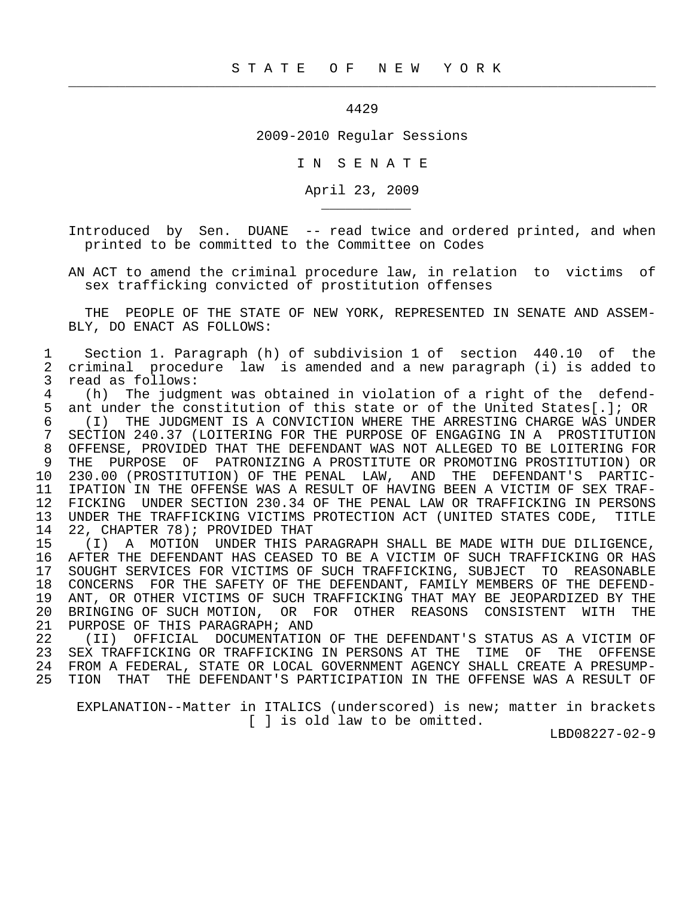STATE OF NEW YORK

4429

2009-2010 Regular Sessions

IN SENATE

April 23, 2009

Introduced by Sen. DUANE -- read twice and ordered printed, and when printed to be committed to the Committee on Codes

AN ACT to amend the criminal procedure law, in relation to victims of sex trafficking convicted of prostitution offenses

THE PEOPLE OF THE STATE OF NEW YORK, REPRESENTED IN SENATE AND ASSEMBLY, DO ENACT AS FOLLOWS:

1 Section 1. Paragraph (h) of subdivision 1 of section 440.10 of the
2 criminal procedure law is amended and a new paragraph (i) is added to
3 read as follows:
4 (h) The judgment was obtained in violation of a right of the defend-
5 ant under the constitution of this state or of the United States[.]; OR
6 (I) THE JUDGMENT IS A CONVICTION WHERE THE ARRESTING CHARGE WAS UNDER
7 SECTION 240.37 (LOITERING FOR THE PURPOSE OF ENGAGING IN A PROSTITUTION
8 OFFENSE, PROVIDED THAT THE DEFENDANT WAS NOT ALLEGED TO BE LOITERING FOR
9 THE PURPOSE OF PATRONIZING A PROSTITUTE OR PROMOTING PROSTITUTION) OR
10 230.00 (PROSTITUTION) OF THE PENAL LAW, AND THE DEFENDANT'S PARTIC-
11 IPATION IN THE OFFENSE WAS A RESULT OF HAVING BEEN A VICTIM OF SEX TRAF-
12 FICKING UNDER SECTION 230.34 OF THE PENAL LAW OR TRAFFICKING IN PERSONS
13 UNDER THE TRAFFICKING VICTIMS PROTECTION ACT (UNITED STATES CODE, TITLE
14 22, CHAPTER 78); PROVIDED THAT
15 (I) A MOTION UNDER THIS PARAGRAPH SHALL BE MADE WITH DUE DILIGENCE,
16 AFTER THE DEFENDANT HAS CEASED TO BE A VICTIM OF SUCH TRAFFICKING OR HAS
17 SOUGHT SERVICES FOR VICTIMS OF SUCH TRAFFICKING, SUBJECT TO REASONABLE
18 CONCERNS FOR THE SAFETY OF THE DEFENDANT, FAMILY MEMBERS OF THE DEFEND-
19 ANT, OR OTHER VICTIMS OF SUCH TRAFFICKING THAT MAY BE JEOPARDIZED BY THE
20 BRINGING OF SUCH MOTION, OR FOR OTHER REASONS CONSISTENT WITH THE
21 PURPOSE OF THIS PARAGRAPH; AND
22 (II) OFFICIAL DOCUMENTATION OF THE DEFENDANT'S STATUS AS A VICTIM OF
23 SEX TRAFFICKING OR TRAFFICKING IN PERSONS AT THE TIME OF THE OFFENSE
24 FROM A FEDERAL, STATE OR LOCAL GOVERNMENT AGENCY SHALL CREATE A PRESUMP-
25 TION THAT THE DEFENDANT'S PARTICIPATION IN THE OFFENSE WAS A RESULT OF

EXPLANATION--Matter in ITALICS (underscored) is new; matter in brackets [ ] is old law to be omitted.

LBD08227-02-9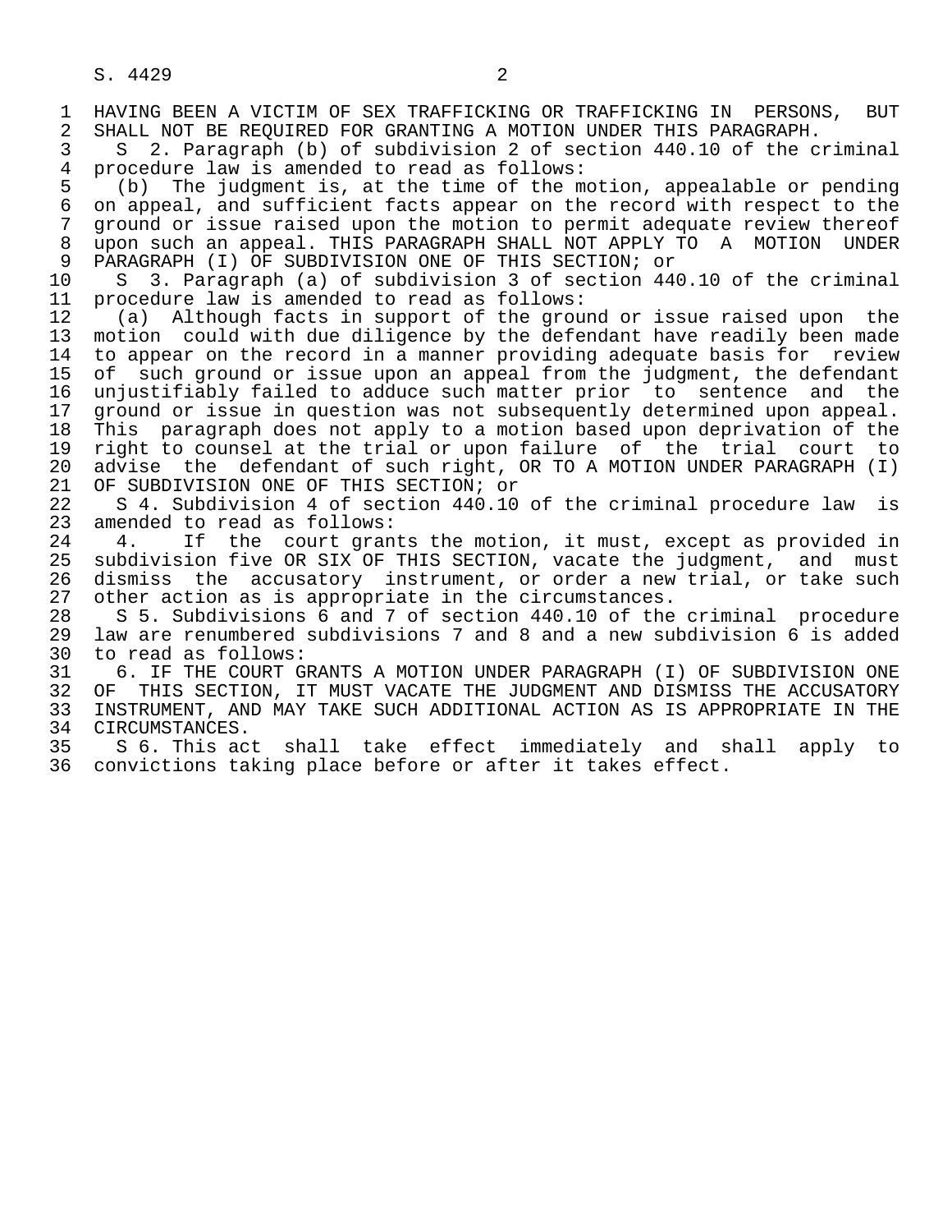HAVING BEEN A VICTIM OF SEX TRAFFICKING OR TRAFFICKING IN PERSONS, BUT SHALL NOT BE REQUIRED FOR GRANTING A MOTION UNDER THIS PARAGRAPH.

S 2. Paragraph (b) of subdivision 2 of section 440.10 of the criminal procedure law is amended to read as follows:

(b) The judgment is, at the time of the motion, appealable or pending on appeal, and sufficient facts appear on the record with respect to the ground or issue raised upon the motion to permit adequate review thereof upon such an appeal. THIS PARAGRAPH SHALL NOT APPLY TO A MOTION UNDER PARAGRAPH (I) OF SUBDIVISION ONE OF THIS SECTION; or

S 3. Paragraph (a) of subdivision 3 of section 440.10 of the criminal procedure law is amended to read as follows:

(a) Although facts in support of the ground or issue raised upon the motion could with due diligence by the defendant have readily been made to appear on the record in a manner providing adequate basis for review of such ground or issue upon an appeal from the judgment, the defendant unjustifiably failed to adduce such matter prior to sentence and the ground or issue in question was not subsequently determined upon appeal. This paragraph does not apply to a motion based upon deprivation of the right to counsel at the trial or upon failure of the trial court to advise the defendant of such right, OR TO A MOTION UNDER PARAGRAPH (I) OF SUBDIVISION ONE OF THIS SECTION; or

S 4. Subdivision 4 of section 440.10 of the criminal procedure law is amended to read as follows:

4. If the court grants the motion, it must, except as provided in subdivision five OR SIX OF THIS SECTION, vacate the judgment, and must dismiss the accusatory instrument, or order a new trial, or take such other action as is appropriate in the circumstances.

S 5. Subdivisions 6 and 7 of section 440.10 of the criminal procedure law are renumbered subdivisions 7 and 8 and a new subdivision 6 is added to read as follows:

6. IF THE COURT GRANTS A MOTION UNDER PARAGRAPH (I) OF SUBDIVISION ONE OF THIS SECTION, IT MUST VACATE THE JUDGMENT AND DISMISS THE ACCUSATORY INSTRUMENT, AND MAY TAKE SUCH ADDITIONAL ACTION AS IS APPROPRIATE IN THE CIRCUMSTANCES.

S 6. This act shall take effect immediately and shall apply to convictions taking place before or after it takes effect.